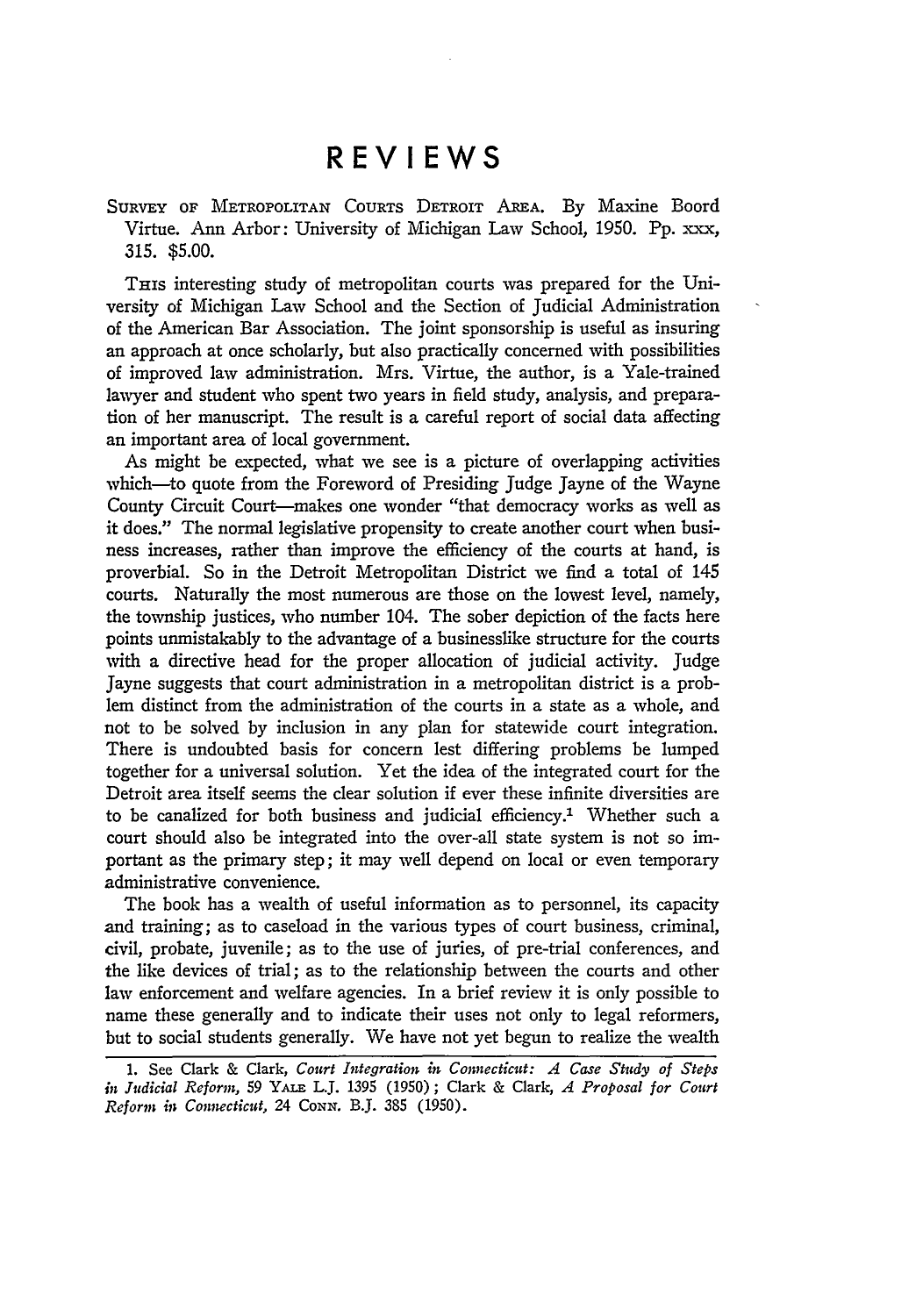# REVIEWS

SURVEY OF METROPOLITAN COURTS DETROIT AREA. By Maxine Boord Virtue. Ann Arbor: University of Michigan Law School, 1950. Pp. xxx, 315. $5.00.

THIS interesting study of metropolitan courts was prepared for the University of Michigan Law School and the Section of Judicial Administration of the American Bar Association. The joint sponsorship is useful as insuring an approach at once scholarly, but also practically concerned with possibilities of improved law administration. Mrs. Virtue, the author, is a Yale-trained lawyer and student who spent two years in field study, analysis, and preparation of her manuscript. The result is a careful report of social data affecting an important area of local government.

As might be expected, what we see is a picture of overlapping activities which—to quote from the Foreword of Presiding Judge Jayne of the Wayne County Circuit Court—makes one wonder "that democracy works as well as it does." The normal legislative propensity to create another court when business increases, rather than improve the efficiency of the courts at hand, is proverbial. So in the Detroit Metropolitan District we find a total of 145 courts. Naturally the most numerous are those on the lowest level, namely, the township justices, who number 104. The sober depiction of the facts here points unmistakably to the advantage of a businesslike structure for the courts with a directive head for the proper allocation of judicial activity. Judge Jayne suggests that court administration in a metropolitan district is a problem distinct from the administration of the courts in a state as a whole, and not to be solved by inclusion in any plan for statewide court integration. There is undoubted basis for concern lest differing problems be lumped together for a universal solution. Yet the idea of the integrated court for the Detroit area itself seems the clear solution if ever these infinite diversities are to be canalized for both business and judicial efficiency.[1] Whether such a court should also be integrated into the over-all state system is not so important as the primary step; it may well depend on local or even temporary administrative convenience.

The book has a wealth of useful information as to personnel, its capacity and training; as to caseload in the various types of court business, criminal, civil, probate, juvenile; as to the use of juries, of pre-trial conferences, and the like devices of trial; as to the relationship between the courts and other law enforcement and welfare agencies. In a brief review it is only possible to name these generally and to indicate their uses not only to legal reformers, but to social students generally. We have not yet begun to realize the wealth

---

1. See Clark & Clark, *Court Integration in Connecticut: A Case Study of Steps in Judicial Reform*, 59 YALE L.J. 1395 (1950); Clark & Clark, *A Proposal for Court Reform in Connecticut*, 24 CONN. B.J. 385 (1950).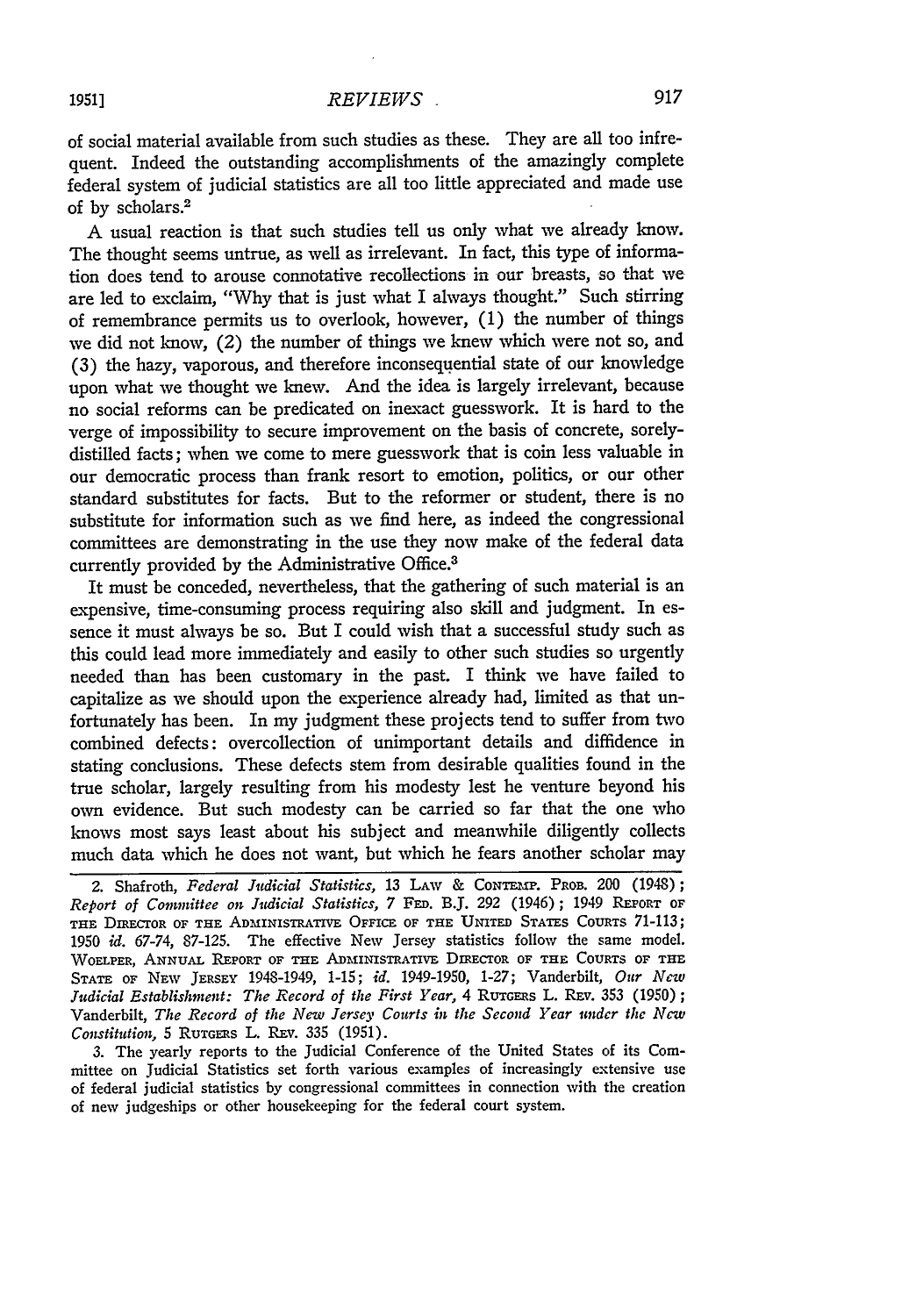of social material available from such studies as these. They are all too infrequent. Indeed the outstanding accomplishments of the amazingly complete federal system of judicial statistics are all too little appreciated and made use of by scholars.[2]

A usual reaction is that such studies tell us only what we already know. The thought seems untrue, as well as irrelevant. In fact, this type of information does tend to arouse connotative recollections in our breasts, so that we are led to exclaim, "Why that is just what I always thought." Such stirring of remembrance permits us to overlook, however, (1) the number of things we did not know, (2) the number of things we knew which were not so, and (3) the hazy, vaporous, and therefore inconsequential state of our knowledge upon what we thought we knew. And the idea is largely irrelevant, because no social reforms can be predicated on inexact guesswork. It is hard to the verge of impossibility to secure improvement on the basis of concrete, sorely-distilled facts; when we come to mere guesswork that is coin less valuable in our democratic process than frank resort to emotion, politics, or our other standard substitutes for facts. But to the reformer or student, there is no substitute for information such as we find here, as indeed the congressional committees are demonstrating in the use they now make of the federal data currently provided by the Administrative Office.[3]

It must be conceded, nevertheless, that the gathering of such material is an expensive, time-consuming process requiring also skill and judgment. In essence it must always be so. But I could wish that a successful study such as this could lead more immediately and easily to other such studies so urgently needed than has been customary in the past. I think we have failed to capitalize as we should upon the experience already had, limited as that unfortunately has been. In my judgment these projects tend to suffer from two combined defects: overcollection of unimportant details and diffidence in stating conclusions. These defects stem from desirable qualities found in the true scholar, largely resulting from his modesty lest he venture beyond his own evidence. But such modesty can be carried so far that the one who knows most says least about his subject and meanwhile diligently collects much data which he does not want, but which he fears another scholar may

---

2. Shafroth, *Federal Judicial Statistics*, 13 LAW & CONTEMP. PROB. 200 (1948); *Report of Committee on Judicial Statistics*, 7 FED. B.J. 292 (1946); 1949 REPORT OF THE DIRECTOR OF THE ADMINISTRATIVE OFFICE OF THE UNITED STATES COURTS 71-113; 1950 *id.* 67-74, 87-125. The effective New Jersey statistics follow the same model. WOELPER, ANNUAL REPORT OF THE ADMINISTRATIVE DIRECTOR OF THE COURTS OF THE STATE OF NEW JERSEY 1948-1949, 1-15; *id.* 1949-1950, 1-27; Vanderbilt, *Our New Judicial Establishment: The Record of the First Year*, 4 RUTGERS L. REV. 353 (1950); Vanderbilt, *The Record of the New Jersey Courts in the Second Year under the New Constitution*, 5 RUTGERS L. REV. 335 (1951).

3. The yearly reports to the Judicial Conference of the United States of its Committee on Judicial Statistics set forth various examples of increasingly extensive use of federal judicial statistics by congressional committees in connection with the creation of new judgeships or other housekeeping for the federal court system.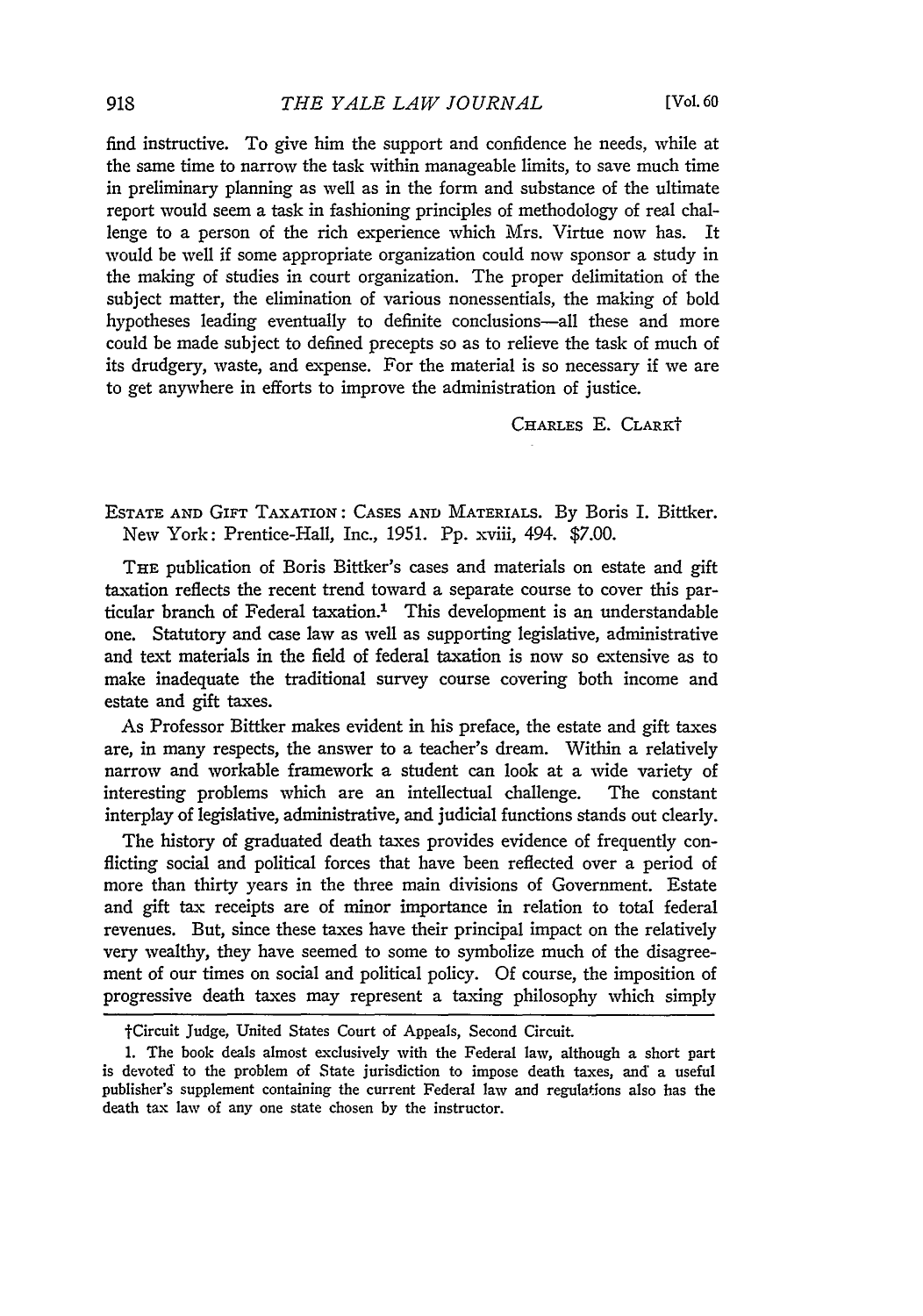find instructive. To give him the support and confidence he needs, while at the same time to narrow the task within manageable limits, to save much time in preliminary planning as well as in the form and substance of the ultimate report would seem a task in fashioning principles of methodology of real challenge to a person of the rich experience which Mrs. Virtue now has. It would be well if some appropriate organization could now sponsor a study in the making of studies in court organization. The proper delimitation of the subject matter, the elimination of various nonessentials, the making of bold hypotheses leading eventually to definite conclusions—all these and more could be made subject to defined precepts so as to relieve the task of much of its drudgery, waste, and expense. For the material is so necessary if we are to get anywhere in efforts to improve the administration of justice.

CHARLES E. CLARK†

ESTATE AND GIFT TAXATION: CASES AND MATERIALS. By Boris I. Bittker. New York: Prentice-Hall, Inc., 1951. Pp. xviii, 494. $7.00.

THE publication of Boris Bittker's cases and materials on estate and gift taxation reflects the recent trend toward a separate course to cover this particular branch of Federal taxation.[1] This development is an understandable one. Statutory and case law as well as supporting legislative, administrative and text materials in the field of federal taxation is now so extensive as to make inadequate the traditional survey course covering both income and estate and gift taxes.

As Professor Bittker makes evident in his preface, the estate and gift taxes are, in many respects, the answer to a teacher's dream. Within a relatively narrow and workable framework a student can look at a wide variety of interesting problems which are an intellectual challenge. The constant interplay of legislative, administrative, and judicial functions stands out clearly.

The history of graduated death taxes provides evidence of frequently conflicting social and political forces that have been reflected over a period of more than thirty years in the three main divisions of Government. Estate and gift tax receipts are of minor importance in relation to total federal revenues. But, since these taxes have their principal impact on the relatively very wealthy, they have seemed to some to symbolize much of the disagreement of our times on social and political policy. Of course, the imposition of progressive death taxes may represent a taxing philosophy which simply

†Circuit Judge, United States Court of Appeals, Second Circuit.

1. The book deals almost exclusively with the Federal law, although a short part is devoted to the problem of State jurisdiction to impose death taxes, and a useful publisher's supplement containing the current Federal law and regulations also has the death tax law of any one state chosen by the instructor.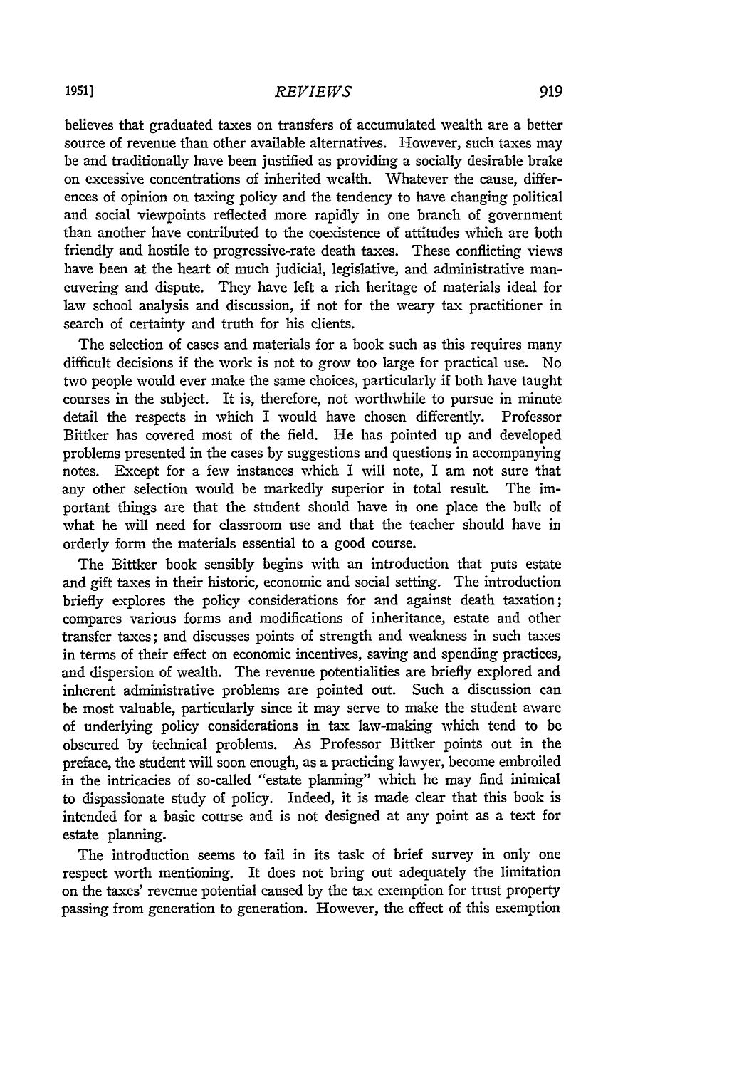believes that graduated taxes on transfers of accumulated wealth are a better source of revenue than other available alternatives. However, such taxes may be and traditionally have been justified as providing a socially desirable brake on excessive concentrations of inherited wealth. Whatever the cause, differences of opinion on taxing policy and the tendency to have changing political and social viewpoints reflected more rapidly in one branch of government than another have contributed to the coexistence of attitudes which are both friendly and hostile to progressive-rate death taxes. These conflicting views have been at the heart of much judicial, legislative, and administrative maneuvering and dispute. They have left a rich heritage of materials ideal for law school analysis and discussion, if not for the weary tax practitioner in search of certainty and truth for his clients.

The selection of cases and materials for a book such as this requires many difficult decisions if the work is not to grow too large for practical use. No two people would ever make the same choices, particularly if both have taught courses in the subject. It is, therefore, not worthwhile to pursue in minute detail the respects in which I would have chosen differently. Professor Bittker has covered most of the field. He has pointed up and developed problems presented in the cases by suggestions and questions in accompanying notes. Except for a few instances which I will note, I am not sure that any other selection would be markedly superior in total result. The important things are that the student should have in one place the bulk of what he will need for classroom use and that the teacher should have in orderly form the materials essential to a good course.

The Bittker book sensibly begins with an introduction that puts estate and gift taxes in their historic, economic and social setting. The introduction briefly explores the policy considerations for and against death taxation; compares various forms and modifications of inheritance, estate and other transfer taxes; and discusses points of strength and weakness in such taxes in terms of their effect on economic incentives, saving and spending practices, and dispersion of wealth. The revenue potentialities are briefly explored and inherent administrative problems are pointed out. Such a discussion can be most valuable, particularly since it may serve to make the student aware of underlying policy considerations in tax law-making which tend to be obscured by technical problems. As Professor Bittker points out in the preface, the student will soon enough, as a practicing lawyer, become embroiled in the intricacies of so-called "estate planning" which he may find inimical to dispassionate study of policy. Indeed, it is made clear that this book is intended for a basic course and is not designed at any point as a text for estate planning.

The introduction seems to fail in its task of brief survey in only one respect worth mentioning. It does not bring out adequately the limitation on the taxes' revenue potential caused by the tax exemption for trust property passing from generation to generation. However, the effect of this exemption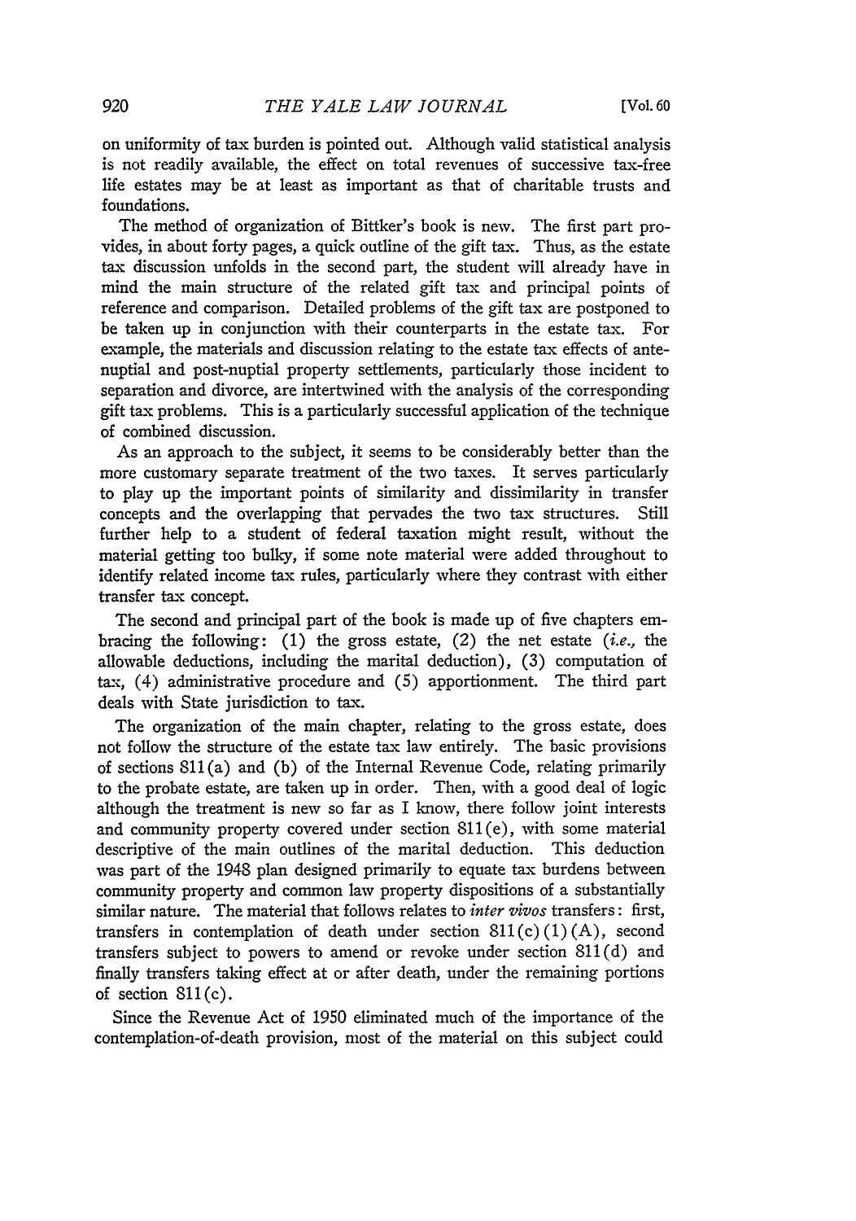on uniformity of tax burden is pointed out. Although valid statistical analysis is not readily available, the effect on total revenues of successive tax-free life estates may be at least as important as that of charitable trusts and foundations.

The method of organization of Bittker's book is new. The first part provides, in about forty pages, a quick outline of the gift tax. Thus, as the estate tax discussion unfolds in the second part, the student will already have in mind the main structure of the related gift tax and principal points of reference and comparison. Detailed problems of the gift tax are postponed to be taken up in conjunction with their counterparts in the estate tax. For example, the materials and discussion relating to the estate tax effects of antenuptial and post-nuptial property settlements, particularly those incident to separation and divorce, are intertwined with the analysis of the corresponding gift tax problems. This is a particularly successful application of the technique of combined discussion.

As an approach to the subject, it seems to be considerably better than the more customary separate treatment of the two taxes. It serves particularly to play up the important points of similarity and dissimilarity in transfer concepts and the overlapping that pervades the two tax structures. Still further help to a student of federal taxation might result, without the material getting too bulky, if some note material were added throughout to identify related income tax rules, particularly where they contrast with either transfer tax concept.

The second and principal part of the book is made up of five chapters embracing the following: (1) the gross estate, (2) the net estate (*i.e.*, the allowable deductions, including the marital deduction), (3) computation of tax, (4) administrative procedure and (5) apportionment. The third part deals with State jurisdiction to tax.

The organization of the main chapter, relating to the gross estate, does not follow the structure of the estate tax law entirely. The basic provisions of sections 811(a) and (b) of the Internal Revenue Code, relating primarily to the probate estate, are taken up in order. Then, with a good deal of logic although the treatment is new so far as I know, there follow joint interests and community property covered under section 811(e), with some material descriptive of the main outlines of the marital deduction. This deduction was part of the 1948 plan designed primarily to equate tax burdens between community property and common law property dispositions of a substantially similar nature. The material that follows relates to *inter vivos* transfers: first, transfers in contemplation of death under section 811(c)(1)(A), second transfers subject to powers to amend or revoke under section 811(d) and finally transfers taking effect at or after death, under the remaining portions of section 811(c).

Since the Revenue Act of 1950 eliminated much of the importance of the contemplation-of-death provision, most of the material on this subject could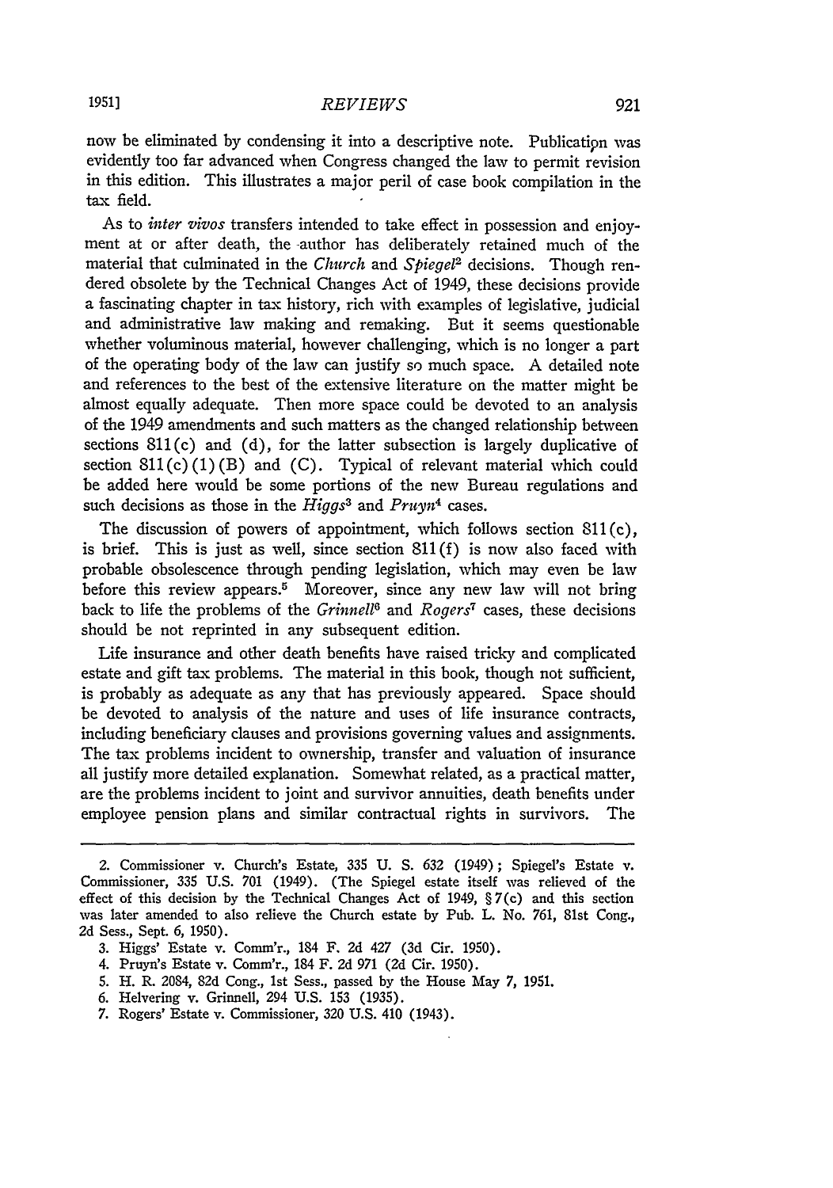now be eliminated by condensing it into a descriptive note. Publication was evidently too far advanced when Congress changed the law to permit revision in this edition. This illustrates a major peril of case book compilation in the tax field.

As to *inter vivos* transfers intended to take effect in possession and enjoyment at or after death, the author has deliberately retained much of the material that culminated in the *Church* and *Spiegel*[2] decisions. Though rendered obsolete by the Technical Changes Act of 1949, these decisions provide a fascinating chapter in tax history, rich with examples of legislative, judicial and administrative law making and remaking. But it seems questionable whether voluminous material, however challenging, which is no longer a part of the operating body of the law can justify so much space. A detailed note and references to the best of the extensive literature on the matter might be almost equally adequate. Then more space could be devoted to an analysis of the 1949 amendments and such matters as the changed relationship between sections 811(c) and (d), for the latter subsection is largely duplicative of section 811(c)(1)(B) and (C). Typical of relevant material which could be added here would be some portions of the new Bureau regulations and such decisions as those in the *Higgs*[3] and *Pruyn*[4] cases.

The discussion of powers of appointment, which follows section 811(c), is brief. This is just as well, since section 811(f) is now also faced with probable obsolescence through pending legislation, which may even be law before this review appears.[5] Moreover, since any new law will not bring back to life the problems of the *Grinnell*[6] and *Rogers*[7] cases, these decisions should be not reprinted in any subsequent edition.

Life insurance and other death benefits have raised tricky and complicated estate and gift tax problems. The material in this book, though not sufficient, is probably as adequate as any that has previously appeared. Space should be devoted to analysis of the nature and uses of life insurance contracts, including beneficiary clauses and provisions governing values and assignments. The tax problems incident to ownership, transfer and valuation of insurance all justify more detailed explanation. Somewhat related, as a practical matter, are the problems incident to joint and survivor annuities, death benefits under employee pension plans and similar contractual rights in survivors. The

---

2. Commissioner v. Church's Estate, 335 U. S. 632 (1949); Spiegel's Estate v. Commissioner, 335 U.S. 701 (1949). (The Spiegel estate itself was relieved of the effect of this decision by the Technical Changes Act of 1949, § 7(c) and this section was later amended to also relieve the Church estate by Pub. L. No. 761, 81st Cong., 2d Sess., Sept. 6, 1950).

3. Higgs' Estate v. Comm'r., 184 F. 2d 427 (3d Cir. 1950).

4. Pruyn's Estate v. Comm'r., 184 F. 2d 971 (2d Cir. 1950).

5. H. R. 2084, 82d Cong., 1st Sess., passed by the House May 7, 1951.

6. Helvering v. Grinnell, 294 U.S. 153 (1935).

7. Rogers' Estate v. Commissioner, 320 U.S. 410 (1943).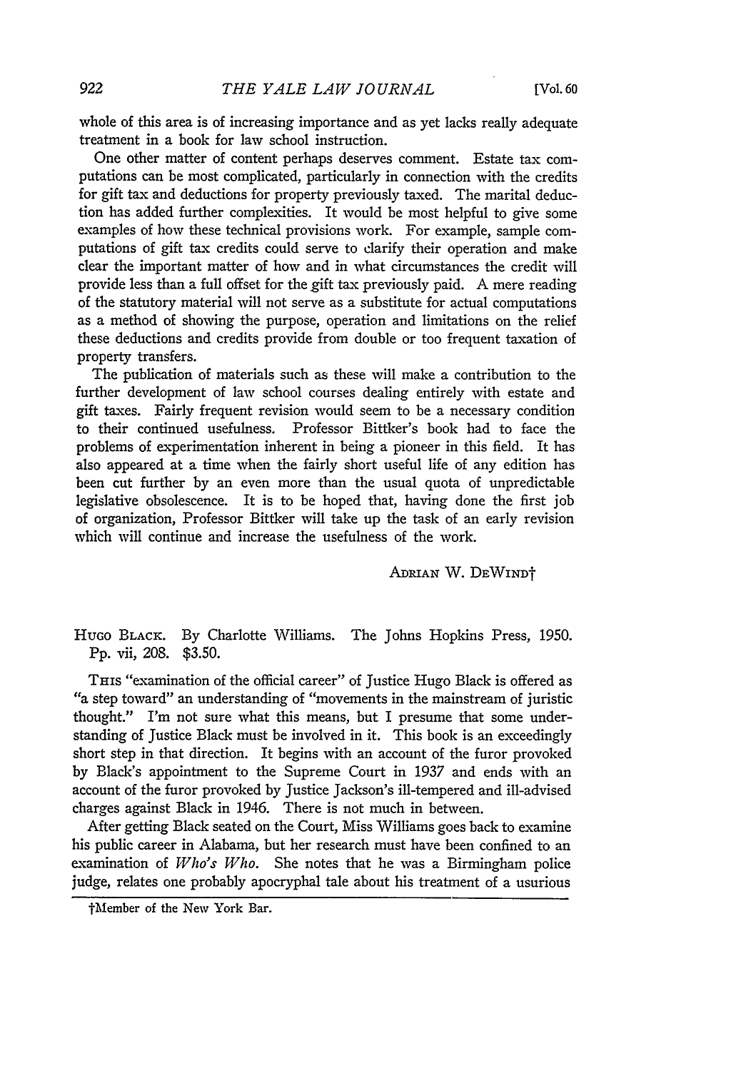whole of this area is of increasing importance and as yet lacks really adequate treatment in a book for law school instruction.

One other matter of content perhaps deserves comment. Estate tax computations can be most complicated, particularly in connection with the credits for gift tax and deductions for property previously taxed. The marital deduction has added further complexities. It would be most helpful to give some examples of how these technical provisions work. For example, sample computations of gift tax credits could serve to clarify their operation and make clear the important matter of how and in what circumstances the credit will provide less than a full offset for the gift tax previously paid. A mere reading of the statutory material will not serve as a substitute for actual computations as a method of showing the purpose, operation and limitations on the relief these deductions and credits provide from double or too frequent taxation of property transfers.

The publication of materials such as these will make a contribution to the further development of law school courses dealing entirely with estate and gift taxes. Fairly frequent revision would seem to be a necessary condition to their continued usefulness. Professor Bittker's book had to face the problems of experimentation inherent in being a pioneer in this field. It has also appeared at a time when the fairly short useful life of any edition has been cut further by an even more than the usual quota of unpredictable legislative obsolescence. It is to be hoped that, having done the first job of organization, Professor Bittker will take up the task of an early revision which will continue and increase the usefulness of the work.

ADRIAN W. DEWIND†

HUGO BLACK. By Charlotte Williams. The Johns Hopkins Press, 1950. Pp. vii, 208. $3.50.

THIS "examination of the official career" of Justice Hugo Black is offered as "a step toward" an understanding of "movements in the mainstream of juristic thought." I'm not sure what this means, but I presume that some understanding of Justice Black must be involved in it. This book is an exceedingly short step in that direction. It begins with an account of the furor provoked by Black's appointment to the Supreme Court in 1937 and ends with an account of the furor provoked by Justice Jackson's ill-tempered and ill-advised charges against Black in 1946. There is not much in between.

After getting Black seated on the Court, Miss Williams goes back to examine his public career in Alabama, but her research must have been confined to an examination of *Who's Who*. She notes that he was a Birmingham police judge, relates one probably apocryphal tale about his treatment of a usurious

†Member of the New York Bar.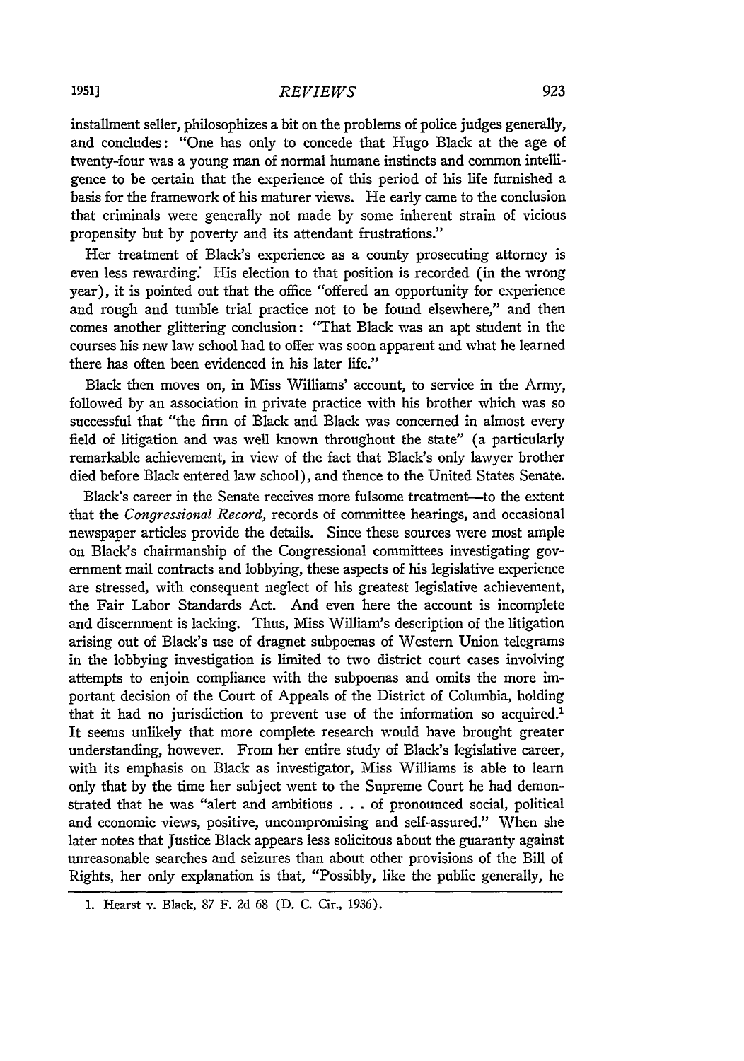installment seller, philosophizes a bit on the problems of police judges generally, and concludes: "One has only to concede that Hugo Black at the age of twenty-four was a young man of normal humane instincts and common intelligence to be certain that the experience of this period of his life furnished a basis for the framework of his maturer views. He early came to the conclusion that criminals were generally not made by some inherent strain of vicious propensity but by poverty and its attendant frustrations."

Her treatment of Black's experience as a county prosecuting attorney is even less rewarding. His election to that position is recorded (in the wrong year), it is pointed out that the office "offered an opportunity for experience and rough and tumble trial practice not to be found elsewhere," and then comes another glittering conclusion: "That Black was an apt student in the courses his new law school had to offer was soon apparent and what he learned there has often been evidenced in his later life."

Black then moves on, in Miss Williams' account, to service in the Army, followed by an association in private practice with his brother which was so successful that "the firm of Black and Black was concerned in almost every field of litigation and was well known throughout the state" (a particularly remarkable achievement, in view of the fact that Black's only lawyer brother died before Black entered law school), and thence to the United States Senate.

Black's career in the Senate receives more fulsome treatment—to the extent that the *Congressional Record*, records of committee hearings, and occasional newspaper articles provide the details. Since these sources were most ample on Black's chairmanship of the Congressional committees investigating government mail contracts and lobbying, these aspects of his legislative experience are stressed, with consequent neglect of his greatest legislative achievement, the Fair Labor Standards Act. And even here the account is incomplete and discernment is lacking. Thus, Miss William's description of the litigation arising out of Black's use of dragnet subpoenas of Western Union telegrams in the lobbying investigation is limited to two district court cases involving attempts to enjoin compliance with the subpoenas and omits the more important decision of the Court of Appeals of the District of Columbia, holding that it had no jurisdiction to prevent use of the information so acquired.[1] It seems unlikely that more complete research would have brought greater understanding, however. From her entire study of Black's legislative career, with its emphasis on Black as investigator, Miss Williams is able to learn only that by the time her subject went to the Supreme Court he had demonstrated that he was "alert and ambitious . . . of pronounced social, political and economic views, positive, uncompromising and self-assured." When she later notes that Justice Black appears less solicitous about the guaranty against unreasonable searches and seizures than about other provisions of the Bill of Rights, her only explanation is that, "Possibly, like the public generally, he

1. Hearst v. Black, 87 F. 2d 68 (D. C. Cir., 1936).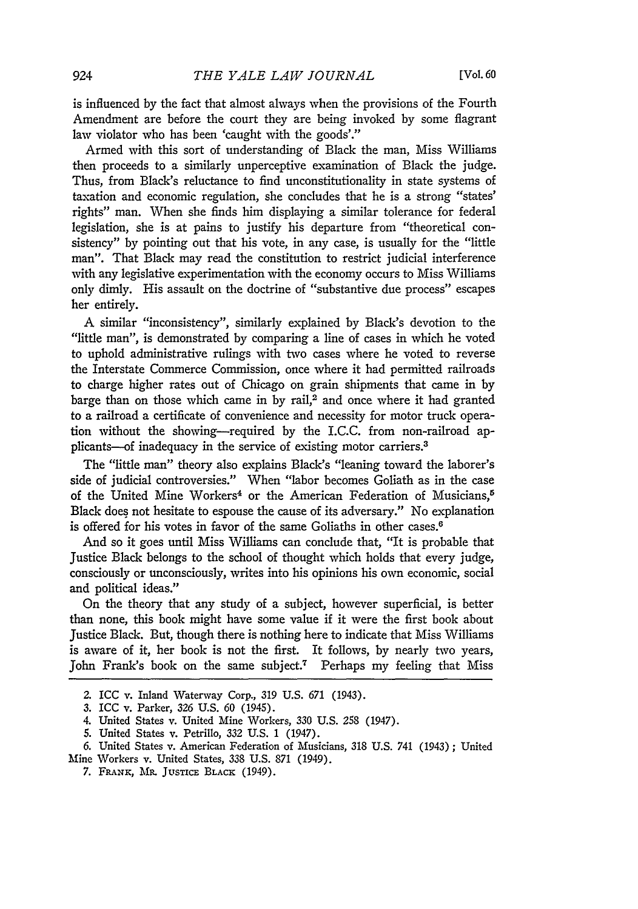is influenced by the fact that almost always when the provisions of the Fourth Amendment are before the court they are being invoked by some flagrant law violator who has been 'caught with the goods'."

Armed with this sort of understanding of Black the man, Miss Williams then proceeds to a similarly unperceptive examination of Black the judge. Thus, from Black's reluctance to find unconstitutionality in state systems of taxation and economic regulation, she concludes that he is a strong "states' rights" man. When she finds him displaying a similar tolerance for federal legislation, she is at pains to justify his departure from "theoretical consistency" by pointing out that his vote, in any case, is usually for the "little man". That Black may read the constitution to restrict judicial interference with any legislative experimentation with the economy occurs to Miss Williams only dimly. His assault on the doctrine of "substantive due process" escapes her entirely.

A similar "inconsistency", similarly explained by Black's devotion to the "little man", is demonstrated by comparing a line of cases in which he voted to uphold administrative rulings with two cases where he voted to reverse the Interstate Commerce Commission, once where it had permitted railroads to charge higher rates out of Chicago on grain shipments that came in by barge than on those which came in by rail,[2] and once where it had granted to a railroad a certificate of convenience and necessity for motor truck operation without the showing—required by the I.C.C. from non-railroad applicants—of inadequacy in the service of existing motor carriers.[3]

The "little man" theory also explains Black's "leaning toward the laborer's side of judicial controversies." When "labor becomes Goliath as in the case of the United Mine Workers[4] or the American Federation of Musicians,[5] Black does not hesitate to espouse the cause of its adversary." No explanation is offered for his votes in favor of the same Goliaths in other cases.[6]

And so it goes until Miss Williams can conclude that, "It is probable that Justice Black belongs to the school of thought which holds that every judge, consciously or unconsciously, writes into his opinions his own economic, social and political ideas."

On the theory that any study of a subject, however superficial, is better than none, this book might have some value if it were the first book about Justice Black. But, though there is nothing here to indicate that Miss Williams is aware of it, her book is not the first. It follows, by nearly two years, John Frank's book on the same subject.[7] Perhaps my feeling that Miss

---

2. ICC v. Inland Waterway Corp., 319 U.S. 671 (1943).

3. ICC v. Parker, 326 U.S. 60 (1945).

4. United States v. United Mine Workers, 330 U.S. 258 (1947).

5. United States v. Petrillo, 332 U.S. 1 (1947).

6. United States v. American Federation of Musicians, 318 U.S. 741 (1943); United Mine Workers v. United States, 338 U.S. 871 (1949).

7. Frank, Mr. Justice Black (1949).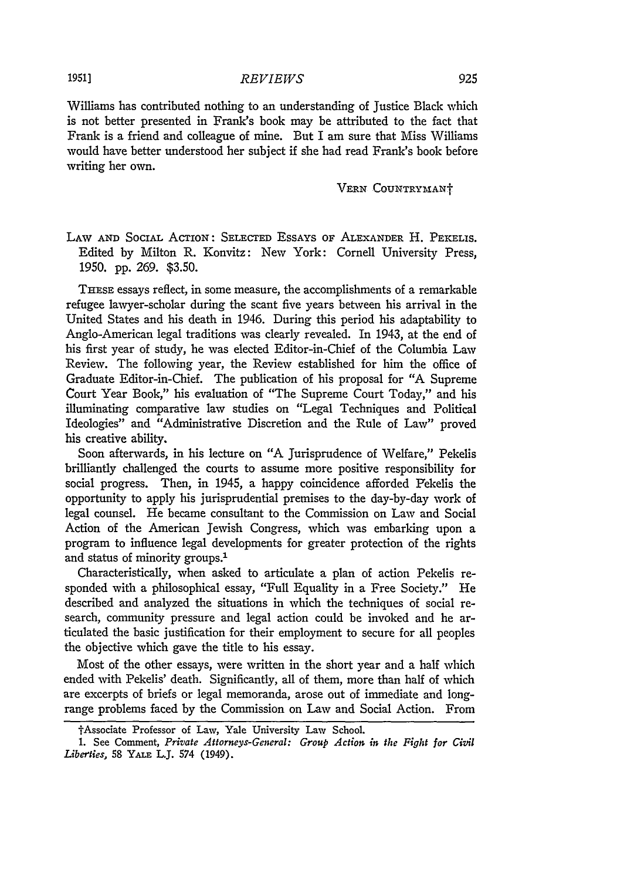Williams has contributed nothing to an understanding of Justice Black which is not better presented in Frank's book may be attributed to the fact that Frank is a friend and colleague of mine. But I am sure that Miss Williams would have better understood her subject if she had read Frank's book before writing her own.

VERN COUNTRYMAN†

LAW AND SOCIAL ACTION: SELECTED ESSAYS OF ALEXANDER H. PEKELIS. Edited by Milton R. Konvitz: New York: Cornell University Press, 1950. pp. 269. $3.50.

THESE essays reflect, in some measure, the accomplishments of a remarkable refugee lawyer-scholar during the scant five years between his arrival in the United States and his death in 1946. During this period his adaptability to Anglo-American legal traditions was clearly revealed. In 1943, at the end of his first year of study, he was elected Editor-in-Chief of the Columbia Law Review. The following year, the Review established for him the office of Graduate Editor-in-Chief. The publication of his proposal for "A Supreme Court Year Book," his evaluation of "The Supreme Court Today," and his illuminating comparative law studies on "Legal Techniques and Political Ideologies" and "Administrative Discretion and the Rule of Law" proved his creative ability.

Soon afterwards, in his lecture on "A Jurisprudence of Welfare," Pekelis brilliantly challenged the courts to assume more positive responsibility for social progress. Then, in 1945, a happy coincidence afforded Pekelis the opportunity to apply his jurisprudential premises to the day-by-day work of legal counsel. He became consultant to the Commission on Law and Social Action of the American Jewish Congress, which was embarking upon a program to influence legal developments for greater protection of the rights and status of minority groups.[1]

Characteristically, when asked to articulate a plan of action Pekelis responded with a philosophical essay, "Full Equality in a Free Society." He described and analyzed the situations in which the techniques of social research, community pressure and legal action could be invoked and he articulated the basic justification for their employment to secure for all peoples the objective which gave the title to his essay.

Most of the other essays, were written in the short year and a half which ended with Pekelis' death. Significantly, all of them, more than half of which are excerpts of briefs or legal memoranda, arose out of immediate and long-range problems faced by the Commission on Law and Social Action. From

†Associate Professor of Law, Yale University Law School.

1. See Comment, *Private Attorneys-General: Group Action in the Fight for Civil Liberties,* 58 YALE L.J. 574 (1949).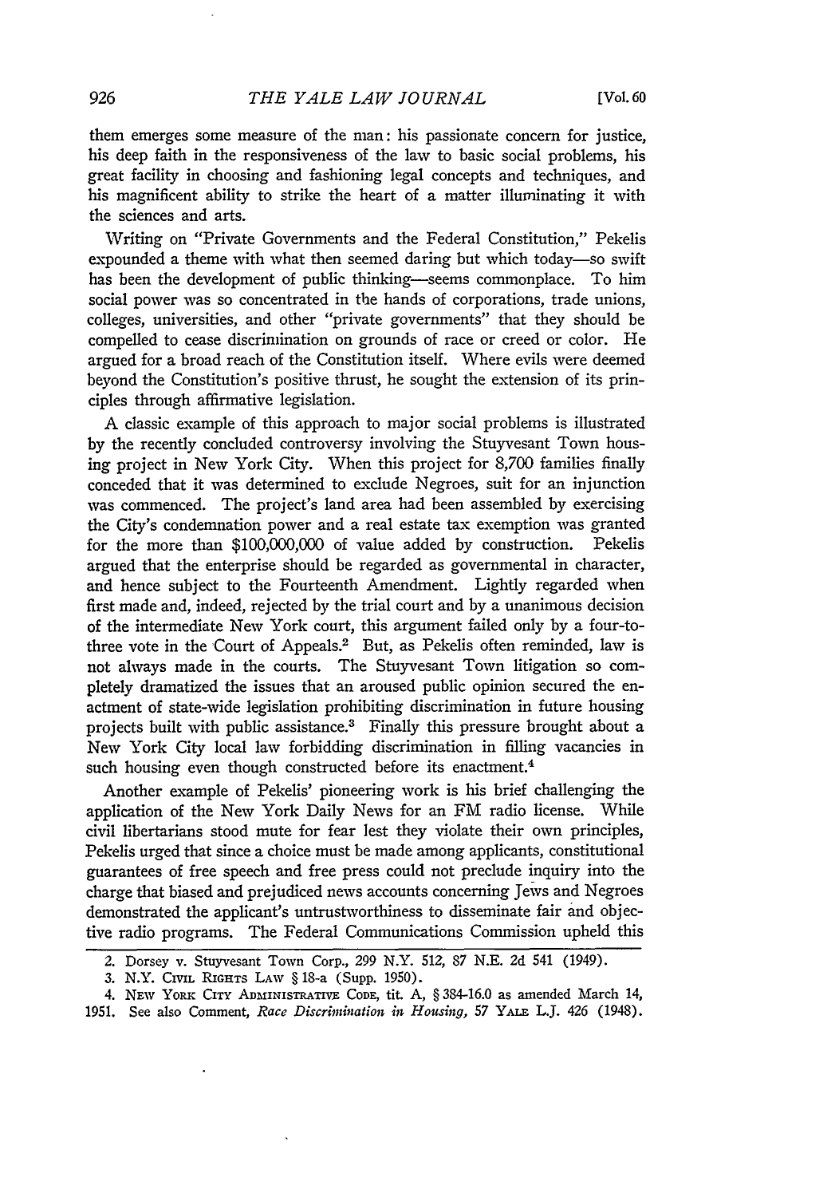them emerges some measure of the man: his passionate concern for justice, his deep faith in the responsiveness of the law to basic social problems, his great facility in choosing and fashioning legal concepts and techniques, and his magnificent ability to strike the heart of a matter illuminating it with the sciences and arts.

Writing on "Private Governments and the Federal Constitution," Pekelis expounded a theme with what then seemed daring but which today—so swift has been the development of public thinking—seems commonplace. To him social power was so concentrated in the hands of corporations, trade unions, colleges, universities, and other "private governments" that they should be compelled to cease discrimination on grounds of race or creed or color. He argued for a broad reach of the Constitution itself. Where evils were deemed beyond the Constitution's positive thrust, he sought the extension of its principles through affirmative legislation.

A classic example of this approach to major social problems is illustrated by the recently concluded controversy involving the Stuyvesant Town housing project in New York City. When this project for 8,700 families finally conceded that it was determined to exclude Negroes, suit for an injunction was commenced. The project's land area had been assembled by exercising the City's condemnation power and a real estate tax exemption was granted for the more than $100,000,000 of value added by construction. Pekelis argued that the enterprise should be regarded as governmental in character, and hence subject to the Fourteenth Amendment. Lightly regarded when first made and, indeed, rejected by the trial court and by a unanimous decision of the intermediate New York court, this argument failed only by a four-to-three vote in the Court of Appeals.[2] But, as Pekelis often reminded, law is not always made in the courts. The Stuyvesant Town litigation so completely dramatized the issues that an aroused public opinion secured the enactment of state-wide legislation prohibiting discrimination in future housing projects built with public assistance.[3] Finally this pressure brought about a New York City local law forbidding discrimination in filling vacancies in such housing even though constructed before its enactment.[4]

Another example of Pekelis' pioneering work is his brief challenging the application of the New York Daily News for an FM radio license. While civil libertarians stood mute for fear lest they violate their own principles, Pekelis urged that since a choice must be made among applicants, constitutional guarantees of free speech and free press could not preclude inquiry into the charge that biased and prejudiced news accounts concerning Jews and Negroes demonstrated the applicant's untrustworthiness to disseminate fair and objective radio programs. The Federal Communications Commission upheld this

---

2. Dorsey v. Stuyvesant Town Corp., 299 N.Y. 512, 87 N.E. 2d 541 (1949).

3. N.Y. Civil Rights Law § 18-a (Supp. 1950).

4. New York City Administrative Code, tit. A, § 384-16.0 as amended March 14, 1951. See also Comment, *Race Discrimination in Housing*, 57 Yale L.J. 426 (1948).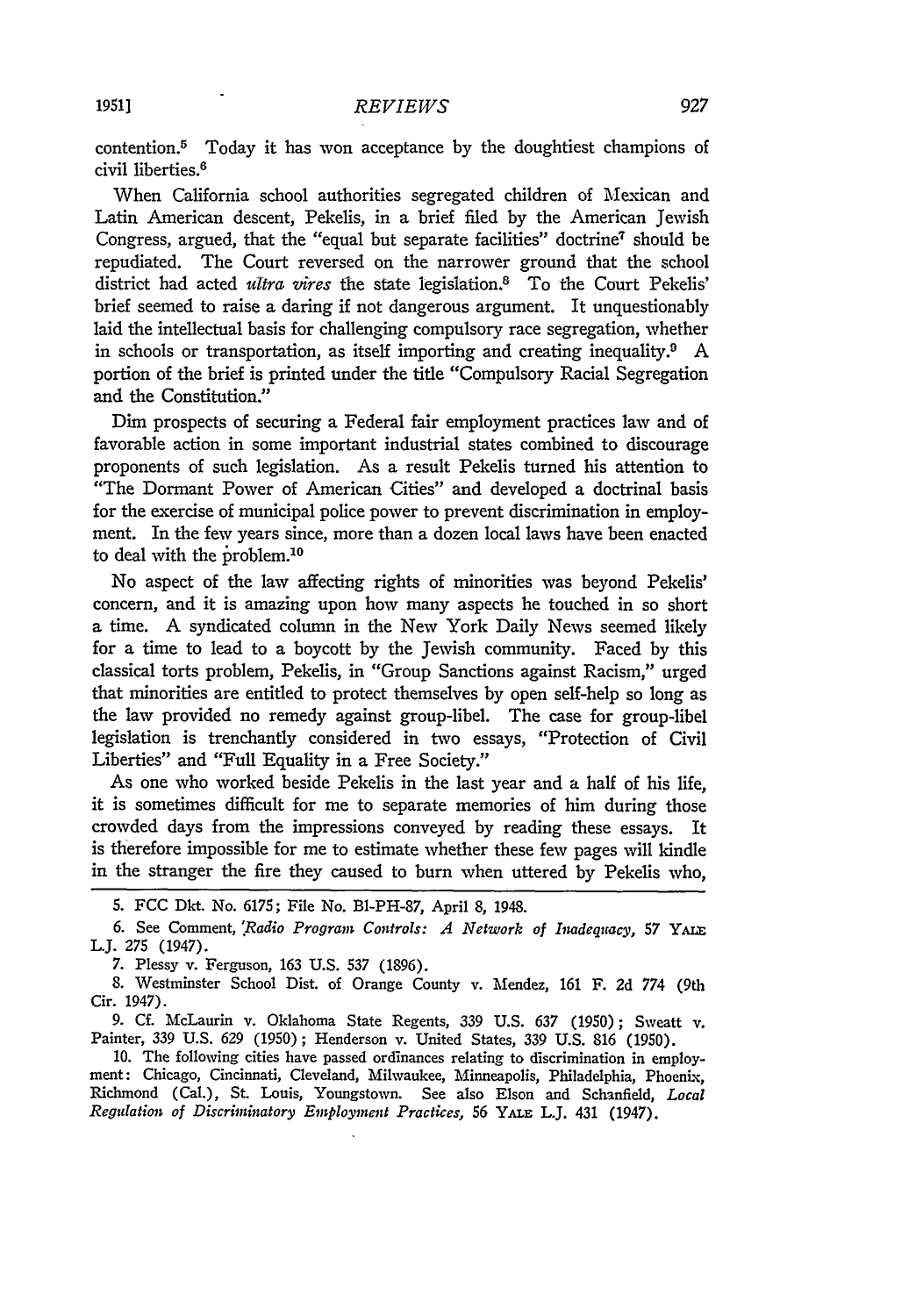contention.[5] Today it has won acceptance by the doughtiest champions of civil liberties.[6]

When California school authorities segregated children of Mexican and Latin American descent, Pekelis, in a brief filed by the American Jewish Congress, argued, that the "equal but separate facilities" doctrine[7] should be repudiated. The Court reversed on the narrower ground that the school district had acted *ultra vires* the state legislation.[8] To the Court Pekelis' brief seemed to raise a daring if not dangerous argument. It unquestionably laid the intellectual basis for challenging compulsory race segregation, whether in schools or transportation, as itself importing and creating inequality.[9] A portion of the brief is printed under the title "Compulsory Racial Segregation and the Constitution."

Dim prospects of securing a Federal fair employment practices law and of favorable action in some important industrial states combined to discourage proponents of such legislation. As a result Pekelis turned his attention to "The Dormant Power of American Cities" and developed a doctrinal basis for the exercise of municipal police power to prevent discrimination in employment. In the few years since, more than a dozen local laws have been enacted to deal with the problem.[10]

No aspect of the law affecting rights of minorities was beyond Pekelis' concern, and it is amazing upon how many aspects he touched in so short a time. A syndicated column in the New York Daily News seemed likely for a time to lead to a boycott by the Jewish community. Faced by this classical torts problem, Pekelis, in "Group Sanctions against Racism," urged that minorities are entitled to protect themselves by open self-help so long as the law provided no remedy against group-libel. The case for group-libel legislation is trenchantly considered in two essays, "Protection of Civil Liberties" and "Full Equality in a Free Society."

As one who worked beside Pekelis in the last year and a half of his life, it is sometimes difficult for me to separate memories of him during those crowded days from the impressions conveyed by reading these essays. It is therefore impossible for me to estimate whether these few pages will kindle in the stranger the fire they caused to burn when uttered by Pekelis who,

---

5. FCC Dkt. No. 6175; File No. Bl-PH-87, April 8, 1948.

6. See Comment, *Radio Program Controls: A Network of Inadequacy*, 57 YALE L.J. 275 (1947).

7. Plessy v. Ferguson, 163 U.S. 537 (1896).

8. Westminster School Dist. of Orange County v. Mendez, 161 F. 2d 774 (9th Cir. 1947).

9. Cf. McLaurin v. Oklahoma State Regents, 339 U.S. 637 (1950); Sweatt v. Painter, 339 U.S. 629 (1950); Henderson v. United States, 339 U.S. 816 (1950).

10. The following cities have passed ordinances relating to discrimination in employment: Chicago, Cincinnati, Cleveland, Milwaukee, Minneapolis, Philadelphia, Phoenix, Richmond (Cal.), St. Louis, Youngstown. See also Elson and Schanfield, *Local Regulation of Discriminatory Employment Practices*, 56 YALE L.J. 431 (1947).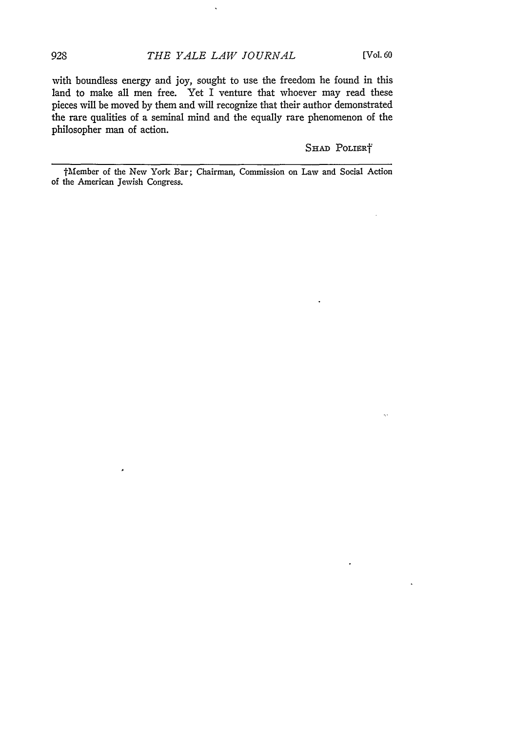with boundless energy and joy, sought to use the freedom he found in this land to make all men free. Yet I venture that whoever may read these pieces will be moved by them and will recognize that their author demonstrated the rare qualities of a seminal mind and the equally rare phenomenon of the philosopher man of action.

SHAD POLIER†

†Member of the New York Bar; Chairman, Commission on Law and Social Action of the American Jewish Congress.